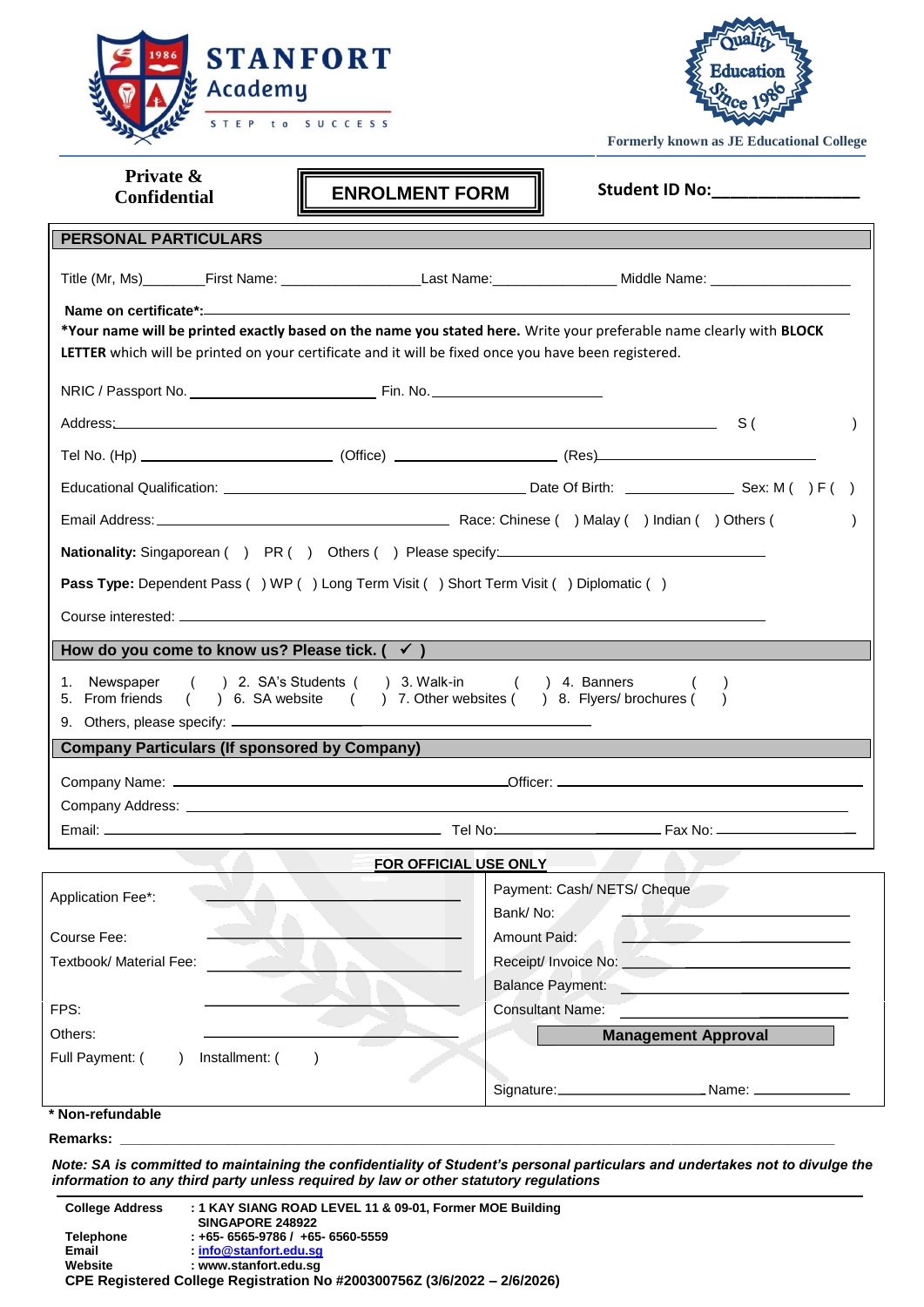# STANFORT Academy

STEP to SUCCESS

Quality Education Since 1986

Formerly known as JE Educational College

**Private & Confidential**

## ENROLMENT FORM

**Student ID No:________________**

## PERSONAL PARTICULARS

Title (Mr, Ms)________First Name: __________________Last Name:_______________ Middle Name: __________________

**Name on certificate*:**_______________________________________________

***Your name will be printed exactly based on the name you stated here.** Write your preferable name clearly with **BLOCK LETTER** which will be printed on your certificate and it will be fixed once you have been registered.

NRIC / Passport No. ______________________ Fin. No. ______________________

Address:_______________________________________________ S (          )

Tel No. (Hp) ______________________ (Office) ______________________ (Res)______________________

Educational Qualification: ______________________ Date Of Birth: ______________ Sex: M (   ) F (   )

Email Address: ______________________ Race: Chinese (   ) Malay (   ) Indian (   ) Others (          )

**Nationality:** Singaporean (   ) PR (   ) Others (   ) Please specify:______________________

**Pass Type:** Dependent Pass (   ) WP (   ) Long Term Visit (   ) Short Term Visit (   ) Diplomatic (   )

Course interested: _______________________________________________

## How do you come to know us? Please tick. ( ✓ )

1. Newspaper (   ) 2. SA's Students (   ) 3. Walk-in (   ) 4. Banners (   )
5. From friends (   ) 6. SA website (   ) 7. Other websites (   ) 8. Flyers/ brochures (   )
9. Others, please specify: ______________________

## Company Particulars (If sponsored by Company)

Company Name: ______________________Officer: ______________________

Company Address: _______________________________________________

Email: ______________________ Tel No:______________ Fax No: ______________

**FOR OFFICIAL USE ONLY**

| | |
|---|---|
| Application Fee*: ______________ | Payment: Cash/ NETS/ Cheque |
| | Bank/ No: ______________ |
| Course Fee: ______________ | Amount Paid: ______________ |
| Textbook/ Material Fee: ______________ | Receipt/ Invoice No: ______________ |
| | Balance Payment: ______________ |
| FPS: ______________ | Consultant Name: ______________ |
| Others: ______________ | **Management Approval** |
| Full Payment: (   ) Installment: (   ) | |
| | Signature:______________ Name: ______________ |

**\* Non-refundable**

**Remarks:** _______________________________________________

***Note: SA is committed to maintaining the confidentiality of Student's personal particulars and undertakes not to divulge the information to any third party unless required by law or other statutory regulations***

**College Address** : 1 KAY SIANG ROAD LEVEL 11 & 09-01, Former MOE Building SINGAPORE 248922
**Telephone** : +65- 6565-9786 / +65- 6560-5559
**Email** : info@stanfort.edu.sg
**Website** : www.stanfort.edu.sg
**CPE Registered College Registration No #200300756Z (3/6/2022 – 2/6/2026)**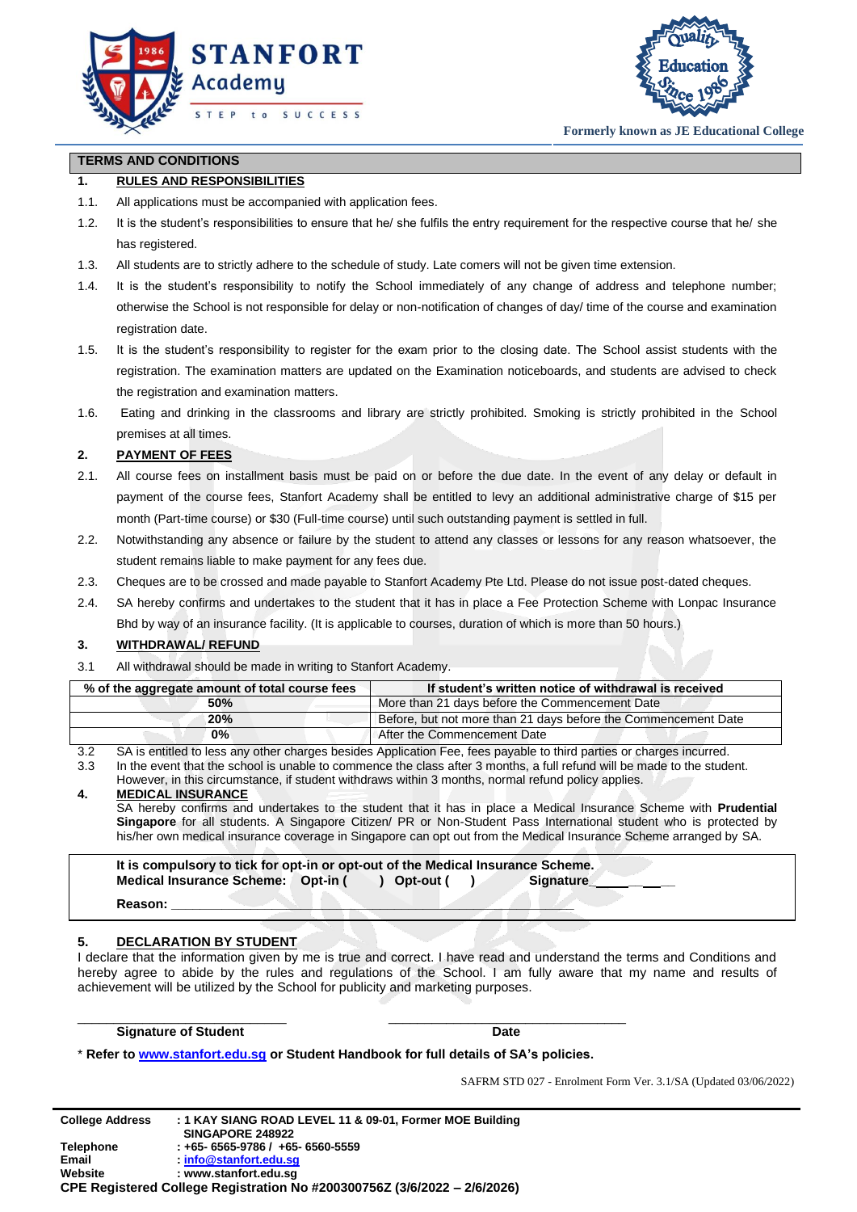**STANFORT Academy**

STEP to SUCCESS

Formerly known as JE Educational College

## TERMS AND CONDITIONS

### 1. RULES AND RESPONSIBILITIES

1.1. All applications must be accompanied with application fees.

1.2. It is the student's responsibilities to ensure that he/ she fulfils the entry requirement for the respective course that he/ she has registered.

1.3. All students are to strictly adhere to the schedule of study. Late comers will not be given time extension.

1.4. It is the student's responsibility to notify the School immediately of any change of address and telephone number; otherwise the School is not responsible for delay or non-notification of changes of day/ time of the course and examination registration date.

1.5. It is the student's responsibility to register for the exam prior to the closing date. The School assist students with the registration. The examination matters are updated on the Examination noticeboards, and students are advised to check the registration and examination matters.

1.6. Eating and drinking in the classrooms and library are strictly prohibited. Smoking is strictly prohibited in the School premises at all times.

### 2. PAYMENT OF FEES

2.1. All course fees on installment basis must be paid on or before the due date. In the event of any delay or default in payment of the course fees, Stanfort Academy shall be entitled to levy an additional administrative charge of $15 per month (Part-time course) or $30 (Full-time course) until such outstanding payment is settled in full.

2.2. Notwithstanding any absence or failure by the student to attend any classes or lessons for any reason whatsoever, the student remains liable to make payment for any fees due.

2.3. Cheques are to be crossed and made payable to Stanfort Academy Pte Ltd. Please do not issue post-dated cheques.

2.4. SA hereby confirms and undertakes to the student that it has in place a Fee Protection Scheme with Lonpac Insurance Bhd by way of an insurance facility. (It is applicable to courses, duration of which is more than 50 hours.)

### 3. WITHDRAWAL/ REFUND

3.1 All withdrawal should be made in writing to Stanfort Academy.

| % of the aggregate amount of total course fees | If student's written notice of withdrawal is received |
|---|---|
| 50% | More than 21 days before the Commencement Date |
| 20% | Before, but not more than 21 days before the Commencement Date |
| 0% | After the Commencement Date |

3.2 SA is entitled to less any other charges besides Application Fee, fees payable to third parties or charges incurred.

3.3 In the event that the school is unable to commence the class after 3 months, a full refund will be made to the student. However, in this circumstance, if student withdraws within 3 months, normal refund policy applies.

### 4. MEDICAL INSURANCE

SA hereby confirms and undertakes to the student that it has in place a Medical Insurance Scheme with **Prudential Singapore** for all students. A Singapore Citizen/ PR or Non-Student Pass International student who is protected by his/her own medical insurance coverage in Singapore can opt out from the Medical Insurance Scheme arranged by SA.

**It is compulsory to tick for opt-in or opt-out of the Medical Insurance Scheme.**
**Medical Insurance Scheme: Opt-in ( ) Opt-out ( ) Signature\_\_\_\_\_\_\_\_**

**Reason:** \_\_\_\_\_\_\_\_\_\_\_\_\_\_\_\_\_\_\_\_\_\_\_\_\_\_\_\_\_\_\_\_\_\_\_\_\_\_\_\_\_\_\_\_\_\_\_\_

### 5. DECLARATION BY STUDENT

I declare that the information given by me is true and correct. I have read and understand the terms and Conditions and hereby agree to abide by the rules and regulations of the School. I am fully aware that my name and results of achievement will be utilized by the School for publicity and marketing purposes.

\_\_\_\_\_\_\_\_\_\_\_\_\_\_\_\_\_\_\_\_\_\_\_\_\_\_ \_\_\_\_\_\_\_\_\_\_\_\_\_\_\_\_\_\_\_\_\_\_\_\_\_\_

**Signature of Student** **Date**

\* **Refer to [www.stanfort.edu.sg](http://www.stanfort.edu.sg) or Student Handbook for full details of SA's policies.**

SAFRM STD 027 - Enrolment Form Ver. 3.1/SA (Updated 03/06/2022)

| | |
|---|---|
| **College Address** | **: 1 KAY SIANG ROAD LEVEL 11 & 09-01, Former MOE Building SINGAPORE 248922** |
| **Telephone** | **: +65- 6565-9786 / +65- 6560-5559** |
| **Email** | **: info@stanfort.edu.sg** |
| **Website** | **: www.stanfort.edu.sg** |

**CPE Registered College Registration No #200300756Z (3/6/2022 – 2/6/2026)**